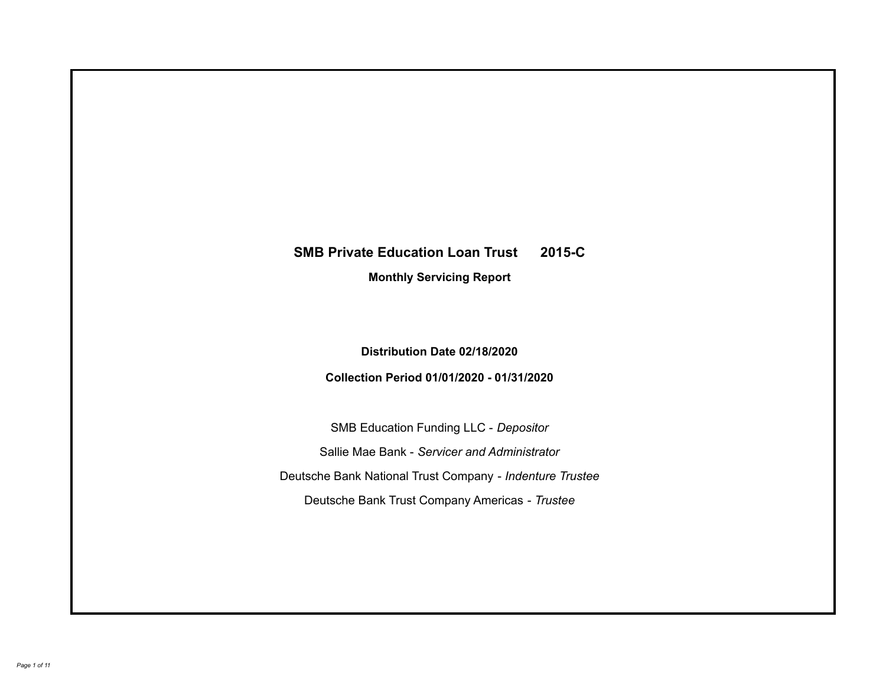# SMB Private Education Loan Trust 2015-C

**Monthly Servicing Report**

**Distribution Date 02/18/2020**

**Collection Period 01/01/2020 - 01/31/2020**

SMB Education Funding LLC - *Depositor*

Sallie Mae Bank - *Servicer and Administrator*

Deutsche Bank National Trust Company - *Indenture Trustee*

Deutsche Bank Trust Company Americas - *Trustee*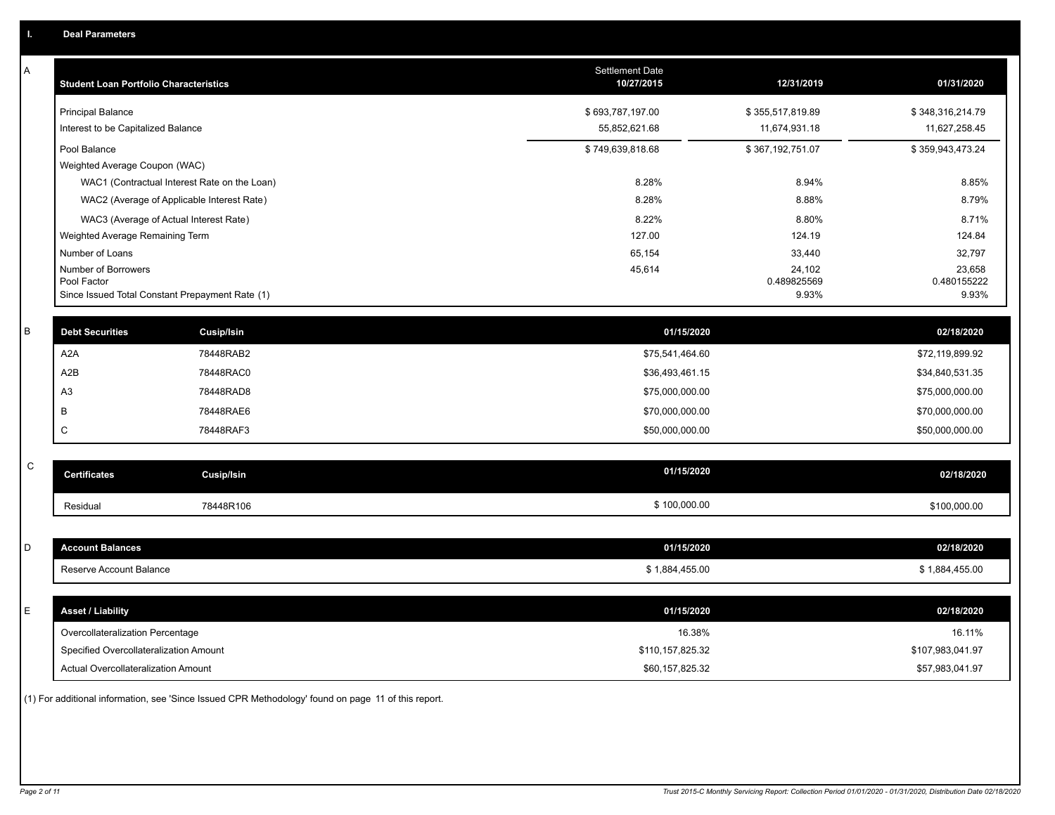## I. Deal Parameters

### A

| Student Loan Portfolio Characteristics | Settlement Date 10/27/2015 | 12/31/2019 | 01/31/2020 |
|---|---|---|---|
| Principal Balance | $ 693,787,197.00 | $ 355,517,819.89 | $ 348,316,214.79 |
| Interest to be Capitalized Balance | 55,852,621.68 | 11,674,931.18 | 11,627,258.45 |
| Pool Balance | $ 749,639,818.68 | $ 367,192,751.07 | $ 359,943,473.24 |
| Weighted Average Coupon (WAC) | | | |
| WAC1 (Contractual Interest Rate on the Loan) | 8.28% | 8.94% | 8.85% |
| WAC2 (Average of Applicable Interest Rate) | 8.28% | 8.88% | 8.79% |
| WAC3 (Average of Actual Interest Rate) | 8.22% | 8.80% | 8.71% |
| Weighted Average Remaining Term | 127.00 | 124.19 | 124.84 |
| Number of Loans | 65,154 | 33,440 | 32,797 |
| Number of Borrowers | 45,614 | 24,102 | 23,658 |
| Pool Factor | | 0.489825569 | 0.480155222 |
| Since Issued Total Constant Prepayment Rate (1) | | 9.93% | 9.93% |

### B

| Debt Securities | Cusip/Isin | 01/15/2020 | 02/18/2020 |
|---|---|---|---|
| A2A | 78448RAB2 | $75,541,464.60 | $72,119,899.92 |
| A2B | 78448RAC0 | $36,493,461.15 | $34,840,531.35 |
| A3 | 78448RAD8 | $75,000,000.00 | $75,000,000.00 |
| B | 78448RAE6 | $70,000,000.00 | $70,000,000.00 |
| C | 78448RAF3 | $50,000,000.00 | $50,000,000.00 |

### C

| Certificates | Cusip/Isin | 01/15/2020 | 02/18/2020 |
|---|---|---|---|
| Residual | 78448R106 | $ 100,000.00 | $100,000.00 |

### D

| Account Balances | 01/15/2020 | 02/18/2020 |
|---|---|---|
| Reserve Account Balance | $ 1,884,455.00 | $ 1,884,455.00 |

### E

| Asset / Liability | 01/15/2020 | 02/18/2020 |
|---|---|---|
| Overcollateralization Percentage | 16.38% | 16.11% |
| Specified Overcollateralization Amount | $110,157,825.32 | $107,983,041.97 |
| Actual Overcollateralization Amount | $60,157,825.32 | $57,983,041.97 |

(1) For additional information, see 'Since Issued CPR Methodology' found on page 11 of this report.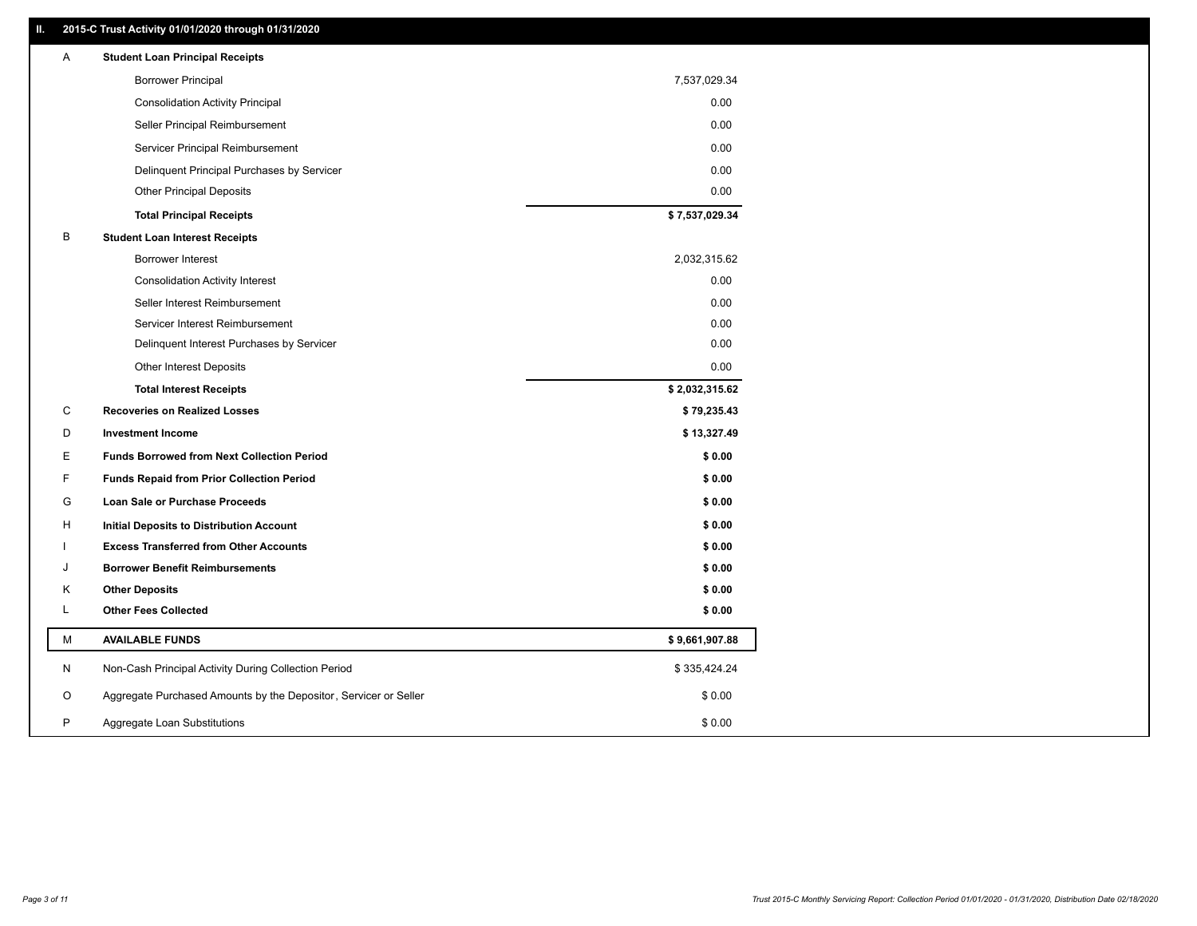## II. 2015-C Trust Activity 01/01/2020 through 01/31/2020

| | | |
|---|---|---|
| A | **Student Loan Principal Receipts** | |
| | Borrower Principal | 7,537,029.34 |
| | Consolidation Activity Principal | 0.00 |
| | Seller Principal Reimbursement | 0.00 |
| | Servicer Principal Reimbursement | 0.00 |
| | Delinquent Principal Purchases by Servicer | 0.00 |
| | Other Principal Deposits | 0.00 |
| | **Total Principal Receipts** | **$ 7,537,029.34** |
| B | **Student Loan Interest Receipts** | |
| | Borrower Interest | 2,032,315.62 |
| | Consolidation Activity Interest | 0.00 |
| | Seller Interest Reimbursement | 0.00 |
| | Servicer Interest Reimbursement | 0.00 |
| | Delinquent Interest Purchases by Servicer | 0.00 |
| | Other Interest Deposits | 0.00 |
| | **Total Interest Receipts** | **$ 2,032,315.62** |
| C | **Recoveries on Realized Losses** | **$ 79,235.43** |
| D | **Investment Income** | **$ 13,327.49** |
| E | **Funds Borrowed from Next Collection Period** | **$ 0.00** |
| F | **Funds Repaid from Prior Collection Period** | **$ 0.00** |
| G | **Loan Sale or Purchase Proceeds** | **$ 0.00** |
| H | **Initial Deposits to Distribution Account** | **$ 0.00** |
| I | **Excess Transferred from Other Accounts** | **$ 0.00** |
| J | **Borrower Benefit Reimbursements** | **$ 0.00** |
| K | **Other Deposits** | **$ 0.00** |
| L | **Other Fees Collected** | **$ 0.00** |
| M | **AVAILABLE FUNDS** | **$ 9,661,907.88** |
| N | Non-Cash Principal Activity During Collection Period | $ 335,424.24 |
| O | Aggregate Purchased Amounts by the Depositor, Servicer or Seller | $ 0.00 |
| P | Aggregate Loan Substitutions | $ 0.00 |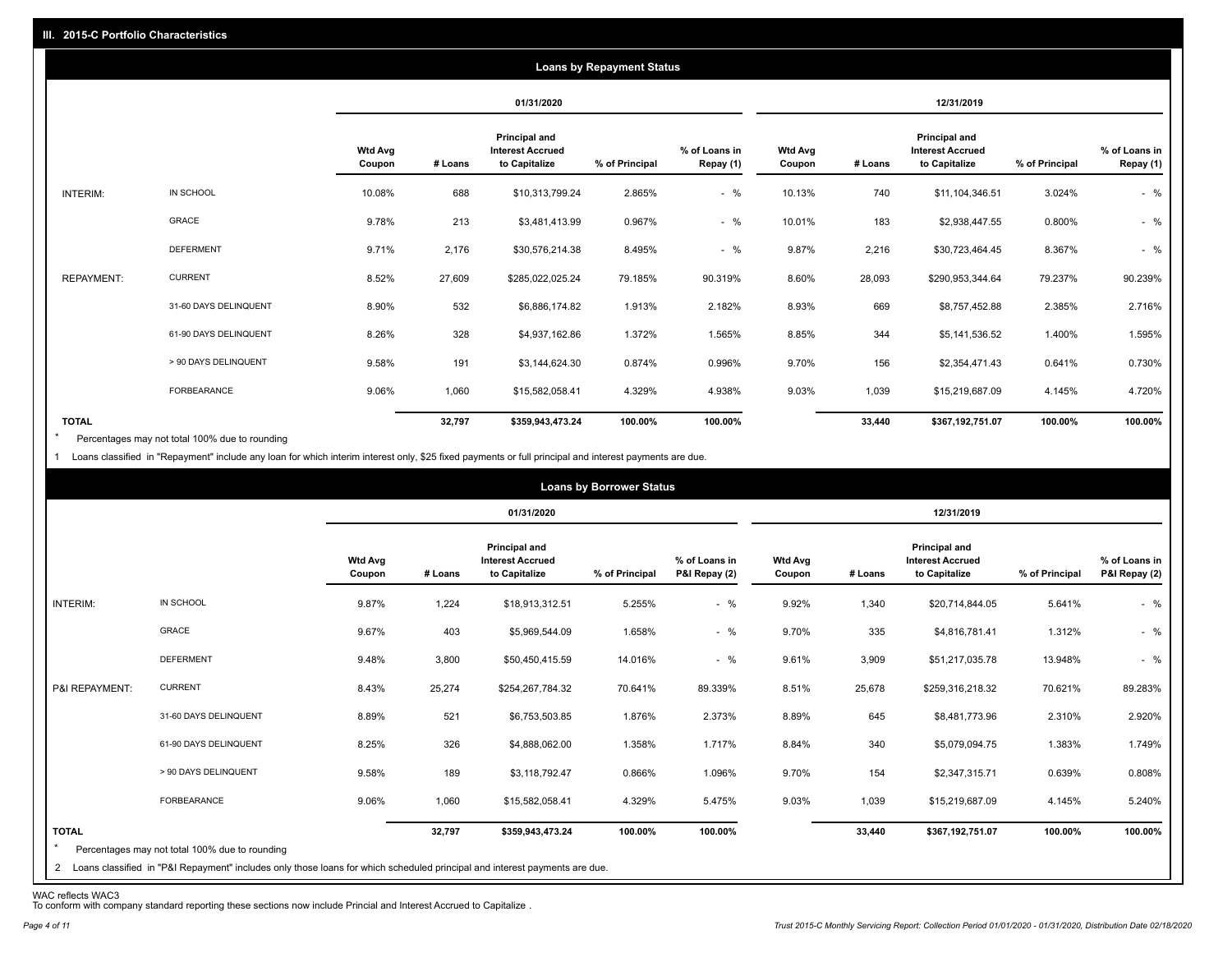## III. 2015-C Portfolio Characteristics

### Loans by Repayment Status

| | | 01/31/2020 | | | | | 12/31/2019 | | | | |
|---|---|---|---|---|---|---|---|---|---|---|---|
| | | Wtd Avg Coupon | # Loans | Principal and Interest Accrued to Capitalize | % of Principal | % of Loans in Repay (1) | Wtd Avg Coupon | # Loans | Principal and Interest Accrued to Capitalize | % of Principal | % of Loans in Repay (1) |
| INTERIM: | IN SCHOOL | 10.08% | 688 | $10,313,799.24 | 2.865% | - % | 10.13% | 740 | $11,104,346.51 | 3.024% | - % |
| | GRACE | 9.78% | 213 | $3,481,413.99 | 0.967% | - % | 10.01% | 183 | $2,938,447.55 | 0.800% | - % |
| | DEFERMENT | 9.71% | 2,176 | $30,576,214.38 | 8.495% | - % | 9.87% | 2,216 | $30,723,464.45 | 8.367% | - % |
| REPAYMENT: | CURRENT | 8.52% | 27,609 | $285,022,025.24 | 79.185% | 90.319% | 8.60% | 28,093 | $290,953,344.64 | 79.237% | 90.239% |
| | 31-60 DAYS DELINQUENT | 8.90% | 532 | $6,886,174.82 | 1.913% | 2.182% | 8.93% | 669 | $8,757,452.88 | 2.385% | 2.716% |
| | 61-90 DAYS DELINQUENT | 8.26% | 328 | $4,937,162.86 | 1.372% | 1.565% | 8.85% | 344 | $5,141,536.52 | 1.400% | 1.595% |
| | > 90 DAYS DELINQUENT | 9.58% | 191 | $3,144,624.30 | 0.874% | 0.996% | 9.70% | 156 | $2,354,471.43 | 0.641% | 0.730% |
| | FORBEARANCE | 9.06% | 1,060 | $15,582,058.41 | 4.329% | 4.938% | 9.03% | 1,039 | $15,219,687.09 | 4.145% | 4.720% |
| **TOTAL** | | | **32,797** | **$359,943,473.24** | **100.00%** | **100.00%** | | **33,440** | **$367,192,751.07** | **100.00%** | **100.00%** |

\* Percentages may not total 100% due to rounding

1 Loans classified in "Repayment" include any loan for which interim interest only, $25 fixed payments or full principal and interest payments are due.

### Loans by Borrower Status

| | | 01/31/2020 | | | | | 12/31/2019 | | | | |
|---|---|---|---|---|---|---|---|---|---|---|---|
| | | Wtd Avg Coupon | # Loans | Principal and Interest Accrued to Capitalize | % of Principal | % of Loans in P&I Repay (2) | Wtd Avg Coupon | # Loans | Principal and Interest Accrued to Capitalize | % of Principal | % of Loans in P&I Repay (2) |
| INTERIM: | IN SCHOOL | 9.87% | 1,224 | $18,913,312.51 | 5.255% | - % | 9.92% | 1,340 | $20,714,844.05 | 5.641% | - % |
| | GRACE | 9.67% | 403 | $5,969,544.09 | 1.658% | - % | 9.70% | 335 | $4,816,781.41 | 1.312% | - % |
| | DEFERMENT | 9.48% | 3,800 | $50,450,415.59 | 14.016% | - % | 9.61% | 3,909 | $51,217,035.78 | 13.948% | - % |
| P&I REPAYMENT: | CURRENT | 8.43% | 25,274 | $254,267,784.32 | 70.641% | 89.339% | 8.51% | 25,678 | $259,316,218.32 | 70.621% | 89.283% |
| | 31-60 DAYS DELINQUENT | 8.89% | 521 | $6,753,503.85 | 1.876% | 2.373% | 8.89% | 645 | $8,481,773.96 | 2.310% | 2.920% |
| | 61-90 DAYS DELINQUENT | 8.25% | 326 | $4,888,062.00 | 1.358% | 1.717% | 8.84% | 340 | $5,079,094.75 | 1.383% | 1.749% |
| | > 90 DAYS DELINQUENT | 9.58% | 189 | $3,118,792.47 | 0.866% | 1.096% | 9.70% | 154 | $2,347,315.71 | 0.639% | 0.808% |
| | FORBEARANCE | 9.06% | 1,060 | $15,582,058.41 | 4.329% | 5.475% | 9.03% | 1,039 | $15,219,687.09 | 4.145% | 5.240% |
| **TOTAL** | | | **32,797** | **$359,943,473.24** | **100.00%** | **100.00%** | | **33,440** | **$367,192,751.07** | **100.00%** | **100.00%** |

\* Percentages may not total 100% due to rounding

2 Loans classified in "P&I Repayment" includes only those loans for which scheduled principal and interest payments are due.

WAC reflects WAC3
To conform with company standard reporting these sections now include Princial and Interest Accrued to Capitalize .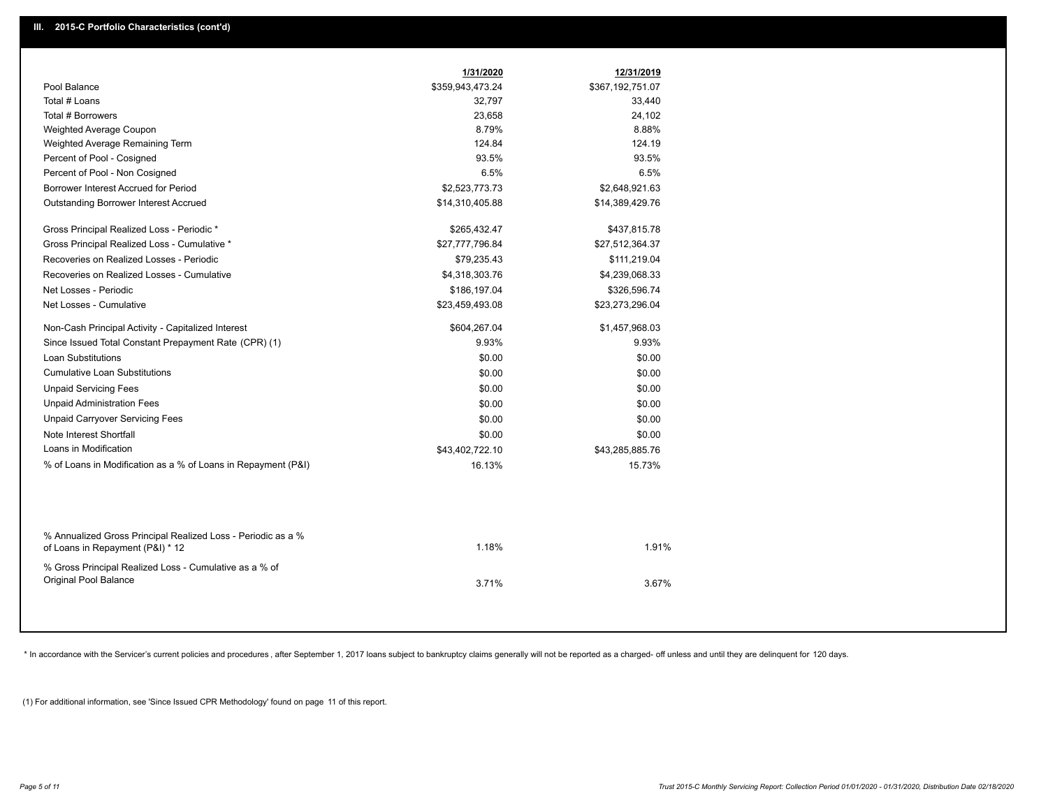## III. 2015-C Portfolio Characteristics (cont'd)

| | 1/31/2020 | 12/31/2019 |
|---|---|---|
| Pool Balance | $359,943,473.24 | $367,192,751.07 |
| Total # Loans | 32,797 | 33,440 |
| Total # Borrowers | 23,658 | 24,102 |
| Weighted Average Coupon | 8.79% | 8.88% |
| Weighted Average Remaining Term | 124.84 | 124.19 |
| Percent of Pool - Cosigned | 93.5% | 93.5% |
| Percent of Pool - Non Cosigned | 6.5% | 6.5% |
| Borrower Interest Accrued for Period | $2,523,773.73 | $2,648,921.63 |
| Outstanding Borrower Interest Accrued | $14,310,405.88 | $14,389,429.76 |
| Gross Principal Realized Loss - Periodic * | $265,432.47 | $437,815.78 |
| Gross Principal Realized Loss - Cumulative * | $27,777,796.84 | $27,512,364.37 |
| Recoveries on Realized Losses - Periodic | $79,235.43 | $111,219.04 |
| Recoveries on Realized Losses - Cumulative | $4,318,303.76 | $4,239,068.33 |
| Net Losses - Periodic | $186,197.04 | $326,596.74 |
| Net Losses - Cumulative | $23,459,493.08 | $23,273,296.04 |
| Non-Cash Principal Activity - Capitalized Interest | $604,267.04 | $1,457,968.03 |
| Since Issued Total Constant Prepayment Rate (CPR) (1) | 9.93% | 9.93% |
| Loan Substitutions | $0.00 | $0.00 |
| Cumulative Loan Substitutions | $0.00 | $0.00 |
| Unpaid Servicing Fees | $0.00 | $0.00 |
| Unpaid Administration Fees | $0.00 | $0.00 |
| Unpaid Carryover Servicing Fees | $0.00 | $0.00 |
| Note Interest Shortfall | $0.00 | $0.00 |
| Loans in Modification | $43,402,722.10 | $43,285,885.76 |
| % of Loans in Modification as a % of Loans in Repayment (P&I) | 16.13% | 15.73% |
| % Annualized Gross Principal Realized Loss - Periodic as a % of Loans in Repayment (P&I) * 12 | 1.18% | 1.91% |
| % Gross Principal Realized Loss - Cumulative as a % of Original Pool Balance | 3.71% | 3.67% |

* In accordance with the Servicer's current policies and procedures , after September 1, 2017 loans subject to bankruptcy claims generally will not be reported as a charged- off unless and until they are delinquent for 120 days.

(1) For additional information, see 'Since Issued CPR Methodology' found on page 11 of this report.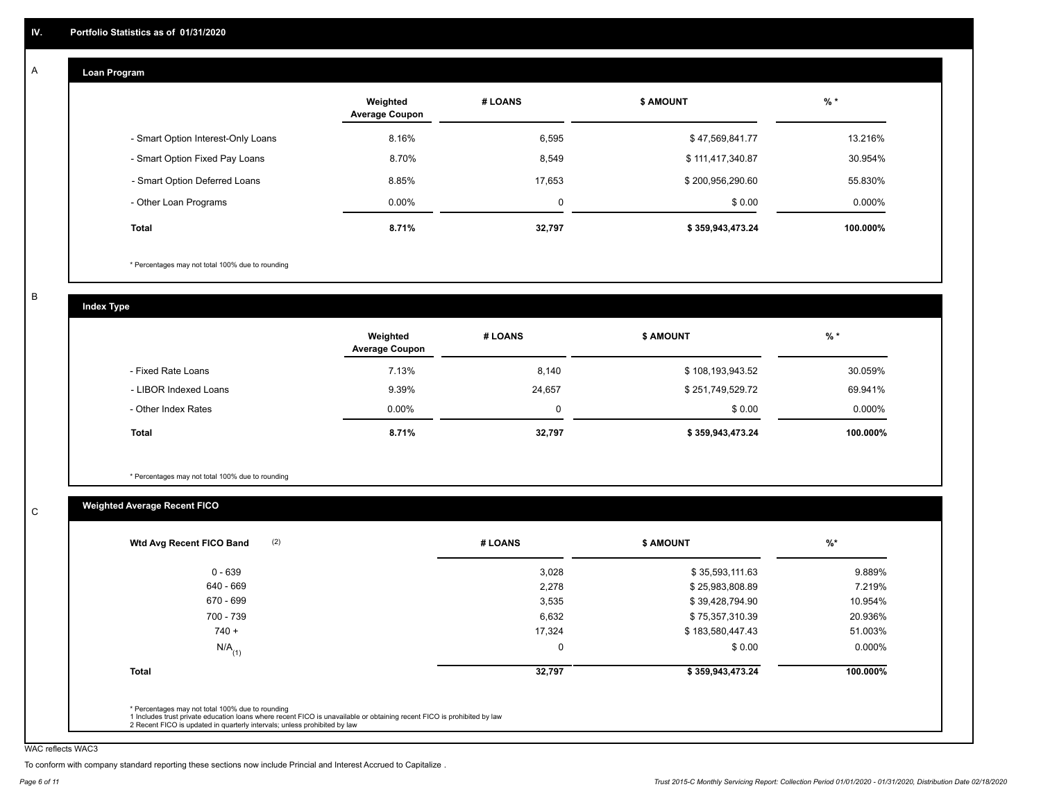## IV. Portfolio Statistics as of 01/31/2020

### A

#### Loan Program

| | Weighted Average Coupon | # LOANS | $ AMOUNT | % * |
|---|---|---|---|---|
| - Smart Option Interest-Only Loans | 8.16% | 6,595 | $ 47,569,841.77 | 13.216% |
| - Smart Option Fixed Pay Loans | 8.70% | 8,549 | $ 111,417,340.87 | 30.954% |
| - Smart Option Deferred Loans | 8.85% | 17,653 | $ 200,956,290.60 | 55.830% |
| - Other Loan Programs | 0.00% | 0 | $ 0.00 | 0.000% |
| **Total** | **8.71%** | **32,797** | **$ 359,943,473.24** | **100.000%** |

* Percentages may not total 100% due to rounding

### B

#### Index Type

| | Weighted Average Coupon | # LOANS | $ AMOUNT | % * |
|---|---|---|---|---|
| - Fixed Rate Loans | 7.13% | 8,140 | $ 108,193,943.52 | 30.059% |
| - LIBOR Indexed Loans | 9.39% | 24,657 | $ 251,749,529.72 | 69.941% |
| - Other Index Rates | 0.00% | 0 | $ 0.00 | 0.000% |
| **Total** | **8.71%** | **32,797** | **$ 359,943,473.24** | **100.000%** |

* Percentages may not total 100% due to rounding

### C

#### Weighted Average Recent FICO

| Wtd Avg Recent FICO Band (2) | # LOANS | $ AMOUNT | %* |
|---|---|---|---|
| 0 - 639 | 3,028 | $ 35,593,111.63 | 9.889% |
| 640 - 669 | 2,278 | $ 25,983,808.89 | 7.219% |
| 670 - 699 | 3,535 | $ 39,428,794.90 | 10.954% |
| 700 - 739 | 6,632 | $ 75,357,310.39 | 20.936% |
| 740 + | 17,324 | $ 183,580,447.43 | 51.003% |
| N/A(1) | 0 | $ 0.00 | 0.000% |
| **Total** | **32,797** | **$ 359,943,473.24** | **100.000%** |

* Percentages may not total 100% due to rounding
1 Includes trust private education loans where recent FICO is unavailable or obtaining recent FICO is prohibited by law
2 Recent FICO is updated in quarterly intervals; unless prohibited by law

WAC reflects WAC3

To conform with company standard reporting these sections now include Princial and Interest Accrued to Capitalize .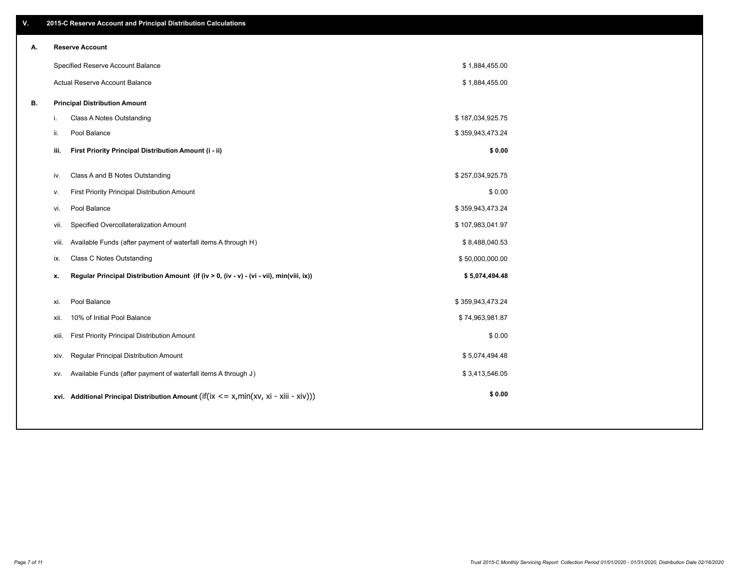## V. 2015-C Reserve Account and Principal Distribution Calculations

| | | | |
|---|---|---|---|
| **A.** | **Reserve Account** | | |
| | | Specified Reserve Account Balance | $ 1,884,455.00 |
| | | Actual Reserve Account Balance | $ 1,884,455.00 |
| **B.** | **Principal Distribution Amount** | | |
| | i. | Class A Notes Outstanding | $ 187,034,925.75 |
| | ii. | Pool Balance | $ 359,943,473.24 |
| | **iii.** | **First Priority Principal Distribution Amount (i - ii)** | **$ 0.00** |
| | iv. | Class A and B Notes Outstanding | $ 257,034,925.75 |
| | v. | First Priority Principal Distribution Amount | $ 0.00 |
| | vi. | Pool Balance | $ 359,943,473.24 |
| | vii. | Specified Overcollateralization Amount | $ 107,983,041.97 |
| | viii. | Available Funds (after payment of waterfall items A through H) | $ 8,488,040.53 |
| | ix. | Class C Notes Outstanding | $ 50,000,000.00 |
| | **x.** | **Regular Principal Distribution Amount (if (iv > 0, (iv - v) - (vi - vii), min(viii, ix))** | **$ 5,074,494.48** |
| | xi. | Pool Balance | $ 359,943,473.24 |
| | xii. | 10% of Initial Pool Balance | $ 74,963,981.87 |
| | xiii. | First Priority Principal Distribution Amount | $ 0.00 |
| | xiv. | Regular Principal Distribution Amount | $ 5,074,494.48 |
| | xv. | Available Funds (after payment of waterfall items A through J) | $ 3,413,546.05 |
| | **xvi.** | **Additional Principal Distribution Amount** (if(ix <= x,min(xv, xi - xiii - xiv))) | **$ 0.00** |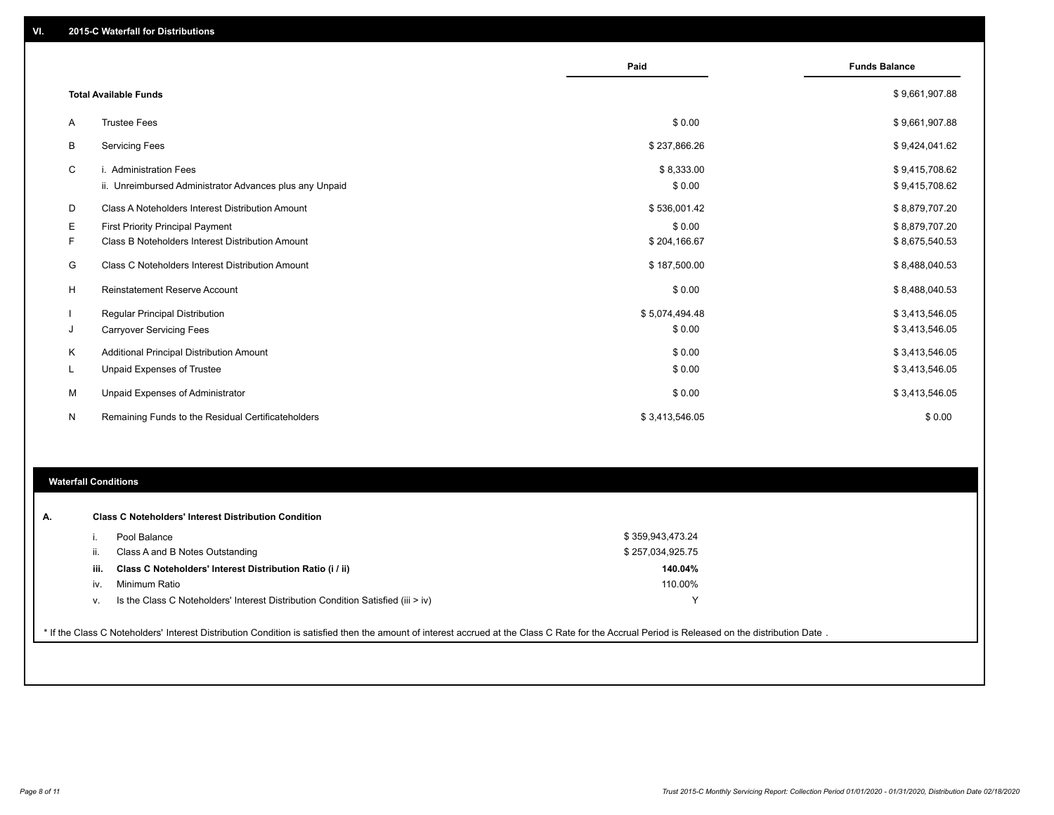## VI. 2015-C Waterfall for Distributions

| | | Paid | Funds Balance |
|---|---|---|---|
| | **Total Available Funds** | | $ 9,661,907.88 |
| A | Trustee Fees | $ 0.00 | $ 9,661,907.88 |
| B | Servicing Fees | $ 237,866.26 | $ 9,424,041.62 |
| C | i. Administration Fees | $ 8,333.00 | $ 9,415,708.62 |
| | ii. Unreimbursed Administrator Advances plus any Unpaid | $ 0.00 | $ 9,415,708.62 |
| D | Class A Noteholders Interest Distribution Amount | $ 536,001.42 | $ 8,879,707.20 |
| E | First Priority Principal Payment | $ 0.00 | $ 8,879,707.20 |
| F | Class B Noteholders Interest Distribution Amount | $ 204,166.67 | $ 8,675,540.53 |
| G | Class C Noteholders Interest Distribution Amount | $ 187,500.00 | $ 8,488,040.53 |
| H | Reinstatement Reserve Account | $ 0.00 | $ 8,488,040.53 |
| I | Regular Principal Distribution | $ 5,074,494.48 | $ 3,413,546.05 |
| J | Carryover Servicing Fees | $ 0.00 | $ 3,413,546.05 |
| K | Additional Principal Distribution Amount | $ 0.00 | $ 3,413,546.05 |
| L | Unpaid Expenses of Trustee | $ 0.00 | $ 3,413,546.05 |
| M | Unpaid Expenses of Administrator | $ 0.00 | $ 3,413,546.05 |
| N | Remaining Funds to the Residual Certificateholders | $ 3,413,546.05 | $ 0.00 |

### Waterfall Conditions

**A. Class C Noteholders' Interest Distribution Condition**

| | | |
|---|---|---|
| i. | Pool Balance | $ 359,943,473.24 |
| ii. | Class A and B Notes Outstanding | $ 257,034,925.75 |
| **iii.** | **Class C Noteholders' Interest Distribution Ratio (i / ii)** | **140.04%** |
| iv. | Minimum Ratio | 110.00% |
| v. | Is the Class C Noteholders' Interest Distribution Condition Satisfied (iii > iv) | Y |

* If the Class C Noteholders' Interest Distribution Condition is satisfied then the amount of interest accrued at the Class C Rate for the Accrual Period is Released on the distribution Date .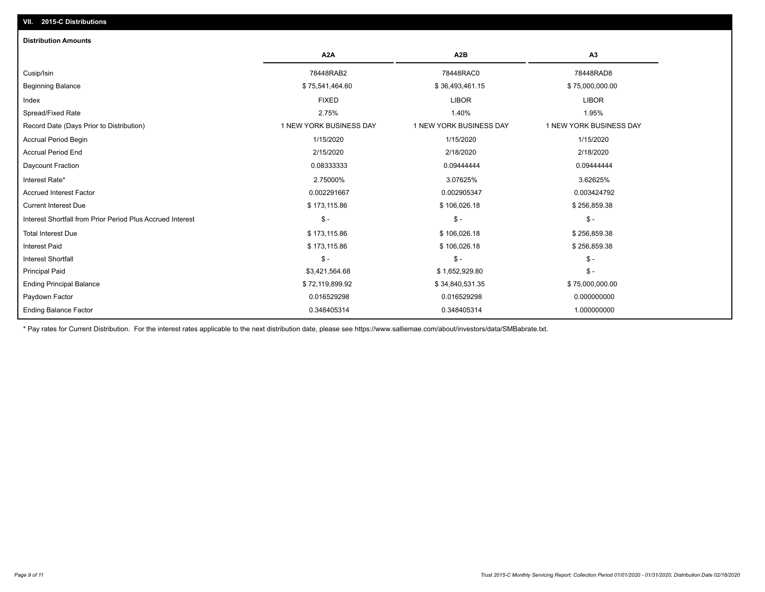## VII. 2015-C Distributions

### Distribution Amounts

| | A2A | A2B | A3 |
|---|---|---|---|
| Cusip/Isin | 78448RAB2 | 78448RAC0 | 78448RAD8 |
| Beginning Balance | $ 75,541,464.60 | $ 36,493,461.15 | $ 75,000,000.00 |
| Index | FIXED | LIBOR | LIBOR |
| Spread/Fixed Rate | 2.75% | 1.40% | 1.95% |
| Record Date (Days Prior to Distribution) | 1 NEW YORK BUSINESS DAY | 1 NEW YORK BUSINESS DAY | 1 NEW YORK BUSINESS DAY |
| Accrual Period Begin | 1/15/2020 | 1/15/2020 | 1/15/2020 |
| Accrual Period End | 2/15/2020 | 2/18/2020 | 2/18/2020 |
| Daycount Fraction | 0.08333333 | 0.09444444 | 0.09444444 |
| Interest Rate* | 2.75000% | 3.07625% | 3.62625% |
| Accrued Interest Factor | 0.002291667 | 0.002905347 | 0.003424792 |
| Current Interest Due | $ 173,115.86 | $ 106,026.18 | $ 256,859.38 |
| Interest Shortfall from Prior Period Plus Accrued Interest | $ - | $ - | $ - |
| Total Interest Due | $ 173,115.86 | $ 106,026.18 | $ 256,859.38 |
| Interest Paid | $ 173,115.86 | $ 106,026.18 | $ 256,859.38 |
| Interest Shortfall | $ - | $ - | $ - |
| Principal Paid | $3,421,564.68 | $ 1,652,929.80 | $ - |
| Ending Principal Balance | $ 72,119,899.92 | $ 34,840,531.35 | $ 75,000,000.00 |
| Paydown Factor | 0.016529298 | 0.016529298 | 0.000000000 |
| Ending Balance Factor | 0.348405314 | 0.348405314 | 1.000000000 |

* Pay rates for Current Distribution. For the interest rates applicable to the next distribution date, please see https://www.salliemae.com/about/investors/data/SMBabrate.txt.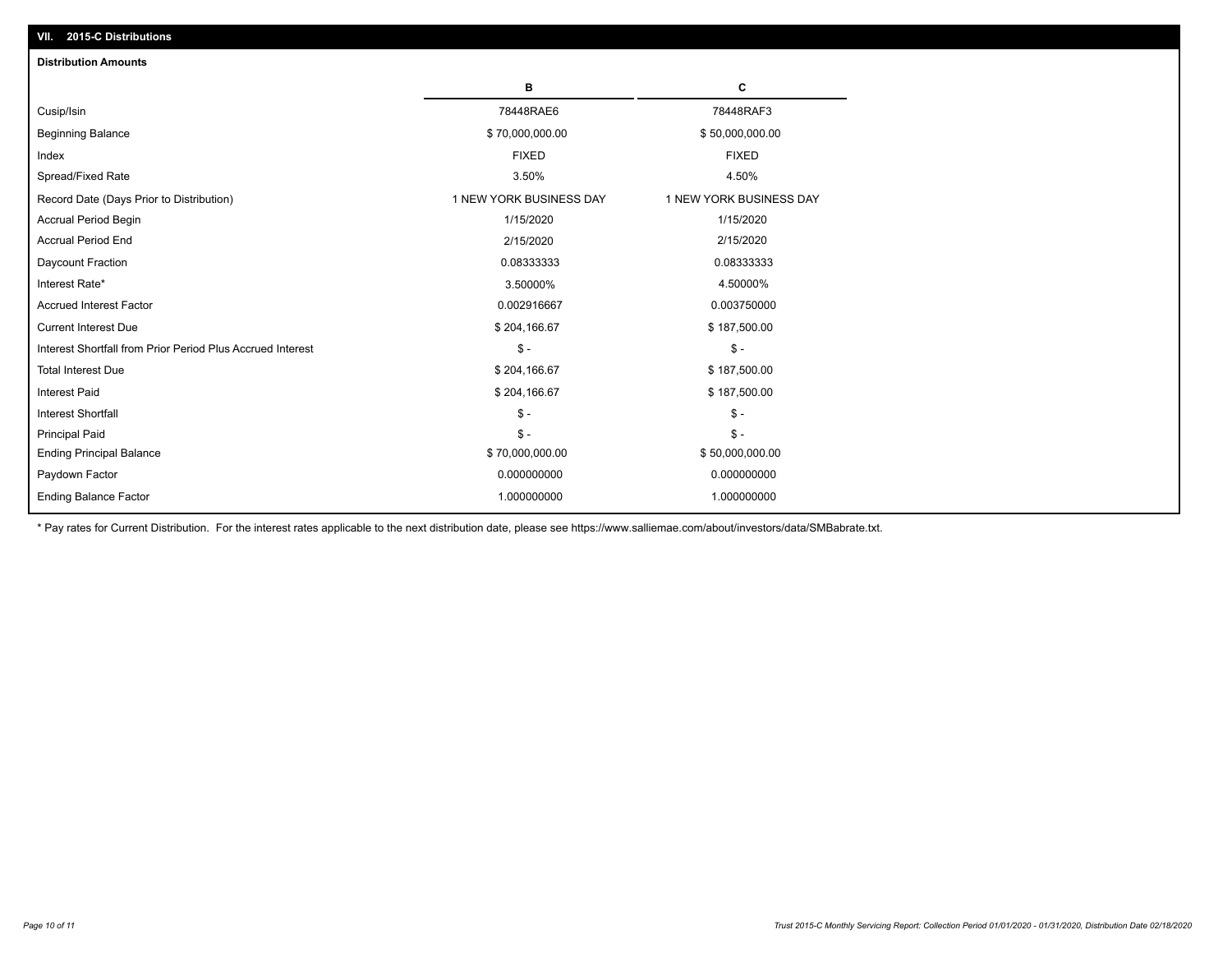## VII. 2015-C Distributions

### Distribution Amounts

| | B | C |
|---|---|---|
| Cusip/Isin | 78448RAE6 | 78448RAF3 |
| Beginning Balance | $ 70,000,000.00 | $ 50,000,000.00 |
| Index | FIXED | FIXED |
| Spread/Fixed Rate | 3.50% | 4.50% |
| Record Date (Days Prior to Distribution) | 1 NEW YORK BUSINESS DAY | 1 NEW YORK BUSINESS DAY |
| Accrual Period Begin | 1/15/2020 | 1/15/2020 |
| Accrual Period End | 2/15/2020 | 2/15/2020 |
| Daycount Fraction | 0.08333333 | 0.08333333 |
| Interest Rate* | 3.50000% | 4.50000% |
| Accrued Interest Factor | 0.002916667 | 0.003750000 |
| Current Interest Due | $ 204,166.67 | $ 187,500.00 |
| Interest Shortfall from Prior Period Plus Accrued Interest | $ - | $ - |
| Total Interest Due | $ 204,166.67 | $ 187,500.00 |
| Interest Paid | $ 204,166.67 | $ 187,500.00 |
| Interest Shortfall | $ - | $ - |
| Principal Paid | $ - | $ - |
| Ending Principal Balance | $ 70,000,000.00 | $ 50,000,000.00 |
| Paydown Factor | 0.000000000 | 0.000000000 |
| Ending Balance Factor | 1.000000000 | 1.000000000 |

* Pay rates for Current Distribution. For the interest rates applicable to the next distribution date, please see https://www.salliemae.com/about/investors/data/SMBabrate.txt.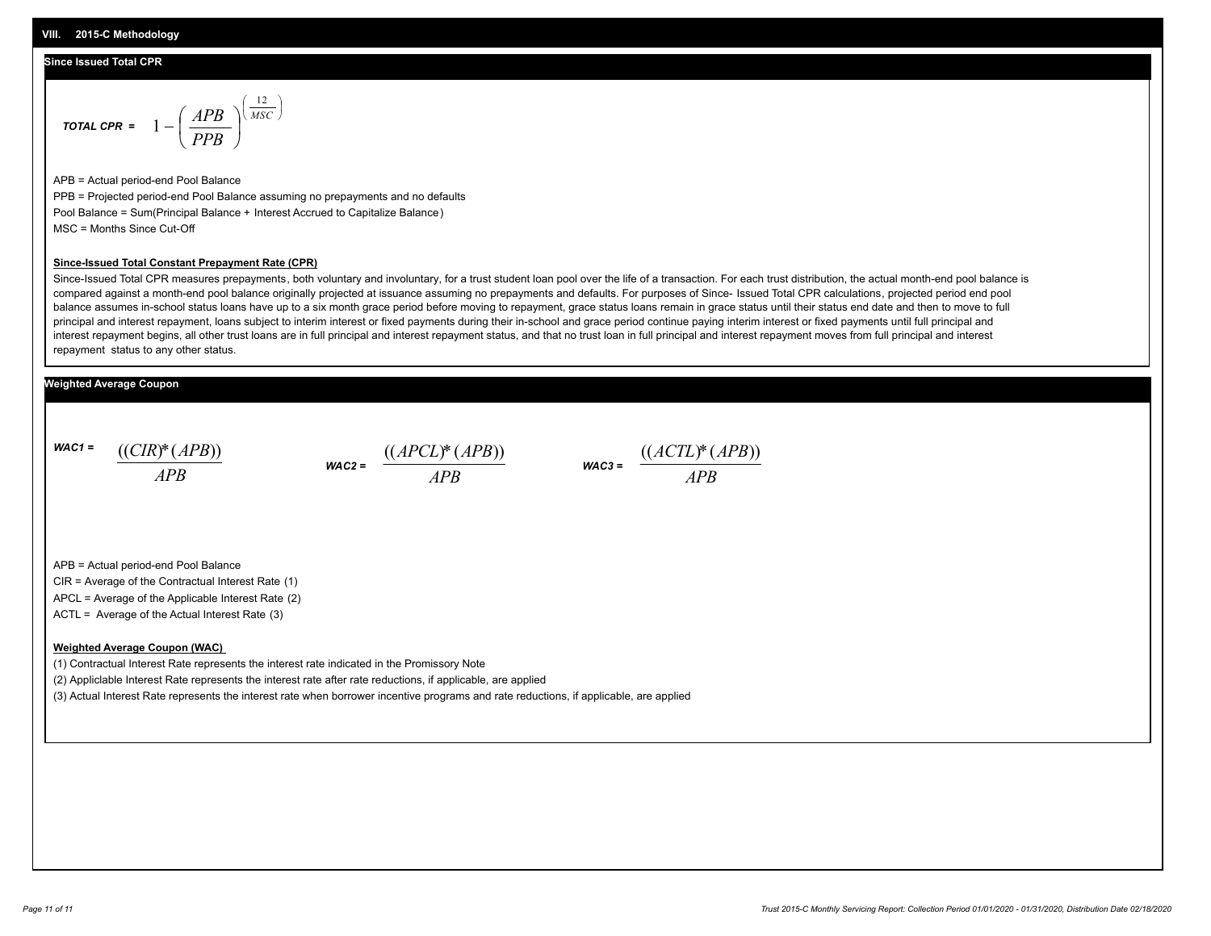## VIII. 2015-C Methodology

### Since Issued Total CPR

$$\textbf{TOTAL CPR} = 1 - \left( \frac{APB}{PPB} \right)^{\left( \frac{12}{MSC} \right)}$$

APB = Actual period-end Pool Balance

PPB = Projected period-end Pool Balance assuming no prepayments and no defaults

Pool Balance = Sum(Principal Balance + Interest Accrued to Capitalize Balance)

MSC = Months Since Cut-Off

**Since-Issued Total Constant Prepayment Rate (CPR)**

Since-Issued Total CPR measures prepayments, both voluntary and involuntary, for a trust student loan pool over the life of a transaction. For each trust distribution, the actual month-end pool balance is compared against a month-end pool balance originally projected at issuance assuming no prepayments and defaults. For purposes of Since- Issued Total CPR calculations, projected period end pool balance assumes in-school status loans have up to a six month grace period before moving to repayment, grace status loans remain in grace status until their status end date and then to move to full principal and interest repayment, loans subject to interim interest or fixed payments during their in-school and grace period continue paying interim interest or fixed payments until full principal and interest repayment begins, all other trust loans are in full principal and interest repayment status, and that no trust loan in full principal and interest repayment moves from full principal and interest repayment status to any other status.

### Weighted Average Coupon

$$\textbf{WAC1} = \frac{((CIR)*(APB))}{APB} \qquad \textbf{WAC2} = \frac{((APCL)*(APB))}{APB} \qquad \textbf{WAC3} = \frac{((ACTL)*(APB))}{APB}$$

APB = Actual period-end Pool Balance

CIR = Average of the Contractual Interest Rate (1)

APCL = Average of the Applicable Interest Rate (2)

ACTL = Average of the Actual Interest Rate (3)

**Weighted Average Coupon (WAC)**

(1) Contractual Interest Rate represents the interest rate indicated in the Promissory Note

(2) Appliclable Interest Rate represents the interest rate after rate reductions, if applicable, are applied

(3) Actual Interest Rate represents the interest rate when borrower incentive programs and rate reductions, if applicable, are applied